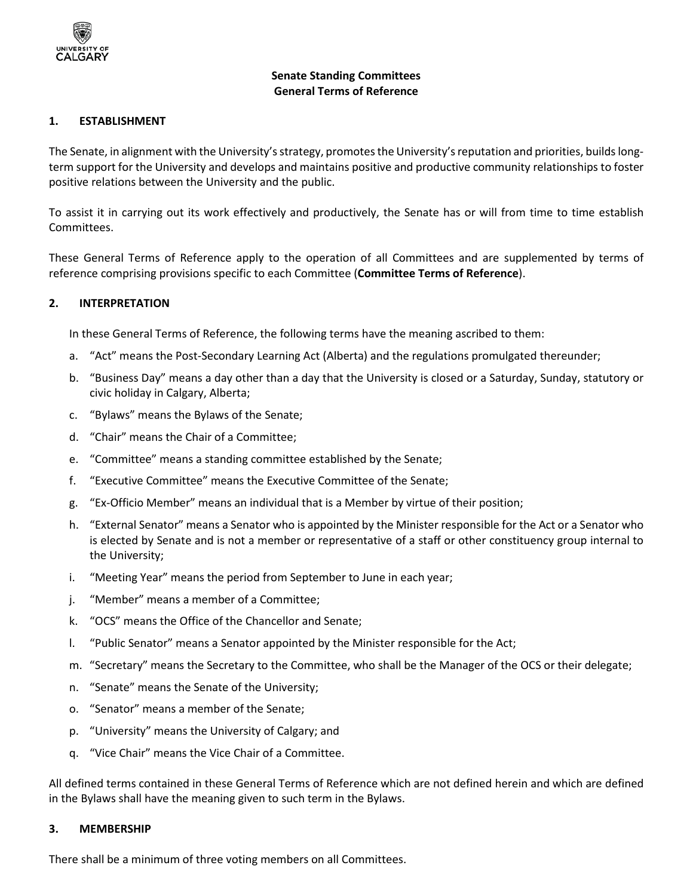# Senate Standing Committees
## General Terms of Reference

### 1. ESTABLISHMENT

The Senate, in alignment with the University's strategy, promotes the University's reputation and priorities, builds long-term support for the University and develops and maintains positive and productive community relationships to foster positive relations between the University and the public.

To assist it in carrying out its work effectively and productively, the Senate has or will from time to time establish Committees.

These General Terms of Reference apply to the operation of all Committees and are supplemented by terms of reference comprising provisions specific to each Committee (**Committee Terms of Reference**).

### 2. INTERPRETATION

In these General Terms of Reference, the following terms have the meaning ascribed to them:

a. "Act" means the Post-Secondary Learning Act (Alberta) and the regulations promulgated thereunder;

b. "Business Day" means a day other than a day that the University is closed or a Saturday, Sunday, statutory or civic holiday in Calgary, Alberta;

c. "Bylaws" means the Bylaws of the Senate;

d. "Chair" means the Chair of a Committee;

e. "Committee" means a standing committee established by the Senate;

f. "Executive Committee" means the Executive Committee of the Senate;

g. "Ex-Officio Member" means an individual that is a Member by virtue of their position;

h. "External Senator" means a Senator who is appointed by the Minister responsible for the Act or a Senator who is elected by Senate and is not a member or representative of a staff or other constituency group internal to the University;

i. "Meeting Year" means the period from September to June in each year;

j. "Member" means a member of a Committee;

k. "OCS" means the Office of the Chancellor and Senate;

l. "Public Senator" means a Senator appointed by the Minister responsible for the Act;

m. "Secretary" means the Secretary to the Committee, who shall be the Manager of the OCS or their delegate;

n. "Senate" means the Senate of the University;

o. "Senator" means a member of the Senate;

p. "University" means the University of Calgary; and

q. "Vice Chair" means the Vice Chair of a Committee.

All defined terms contained in these General Terms of Reference which are not defined herein and which are defined in the Bylaws shall have the meaning given to such term in the Bylaws.

### 3. MEMBERSHIP

There shall be a minimum of three voting members on all Committees.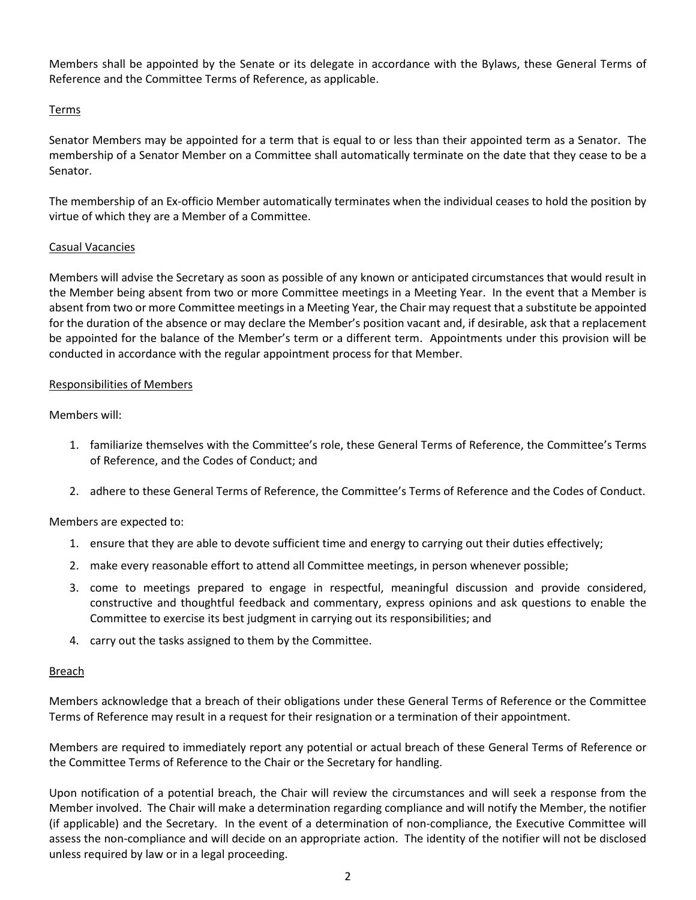Members shall be appointed by the Senate or its delegate in accordance with the Bylaws, these General Terms of Reference and the Committee Terms of Reference, as applicable.

<u>Terms</u>

Senator Members may be appointed for a term that is equal to or less than their appointed term as a Senator. The membership of a Senator Member on a Committee shall automatically terminate on the date that they cease to be a Senator.

The membership of an Ex-officio Member automatically terminates when the individual ceases to hold the position by virtue of which they are a Member of a Committee.

<u>Casual Vacancies</u>

Members will advise the Secretary as soon as possible of any known or anticipated circumstances that would result in the Member being absent from two or more Committee meetings in a Meeting Year. In the event that a Member is absent from two or more Committee meetings in a Meeting Year, the Chair may request that a substitute be appointed for the duration of the absence or may declare the Member's position vacant and, if desirable, ask that a replacement be appointed for the balance of the Member's term or a different term. Appointments under this provision will be conducted in accordance with the regular appointment process for that Member.

<u>Responsibilities of Members</u>

Members will:

1. familiarize themselves with the Committee's role, these General Terms of Reference, the Committee's Terms of Reference, and the Codes of Conduct; and
2. adhere to these General Terms of Reference, the Committee's Terms of Reference and the Codes of Conduct.

Members are expected to:

1. ensure that they are able to devote sufficient time and energy to carrying out their duties effectively;
2. make every reasonable effort to attend all Committee meetings, in person whenever possible;
3. come to meetings prepared to engage in respectful, meaningful discussion and provide considered, constructive and thoughtful feedback and commentary, express opinions and ask questions to enable the Committee to exercise its best judgment in carrying out its responsibilities; and
4. carry out the tasks assigned to them by the Committee.

<u>Breach</u>

Members acknowledge that a breach of their obligations under these General Terms of Reference or the Committee Terms of Reference may result in a request for their resignation or a termination of their appointment.

Members are required to immediately report any potential or actual breach of these General Terms of Reference or the Committee Terms of Reference to the Chair or the Secretary for handling.

Upon notification of a potential breach, the Chair will review the circumstances and will seek a response from the Member involved. The Chair will make a determination regarding compliance and will notify the Member, the notifier (if applicable) and the Secretary. In the event of a determination of non-compliance, the Executive Committee will assess the non-compliance and will decide on an appropriate action. The identity of the notifier will not be disclosed unless required by law or in a legal proceeding.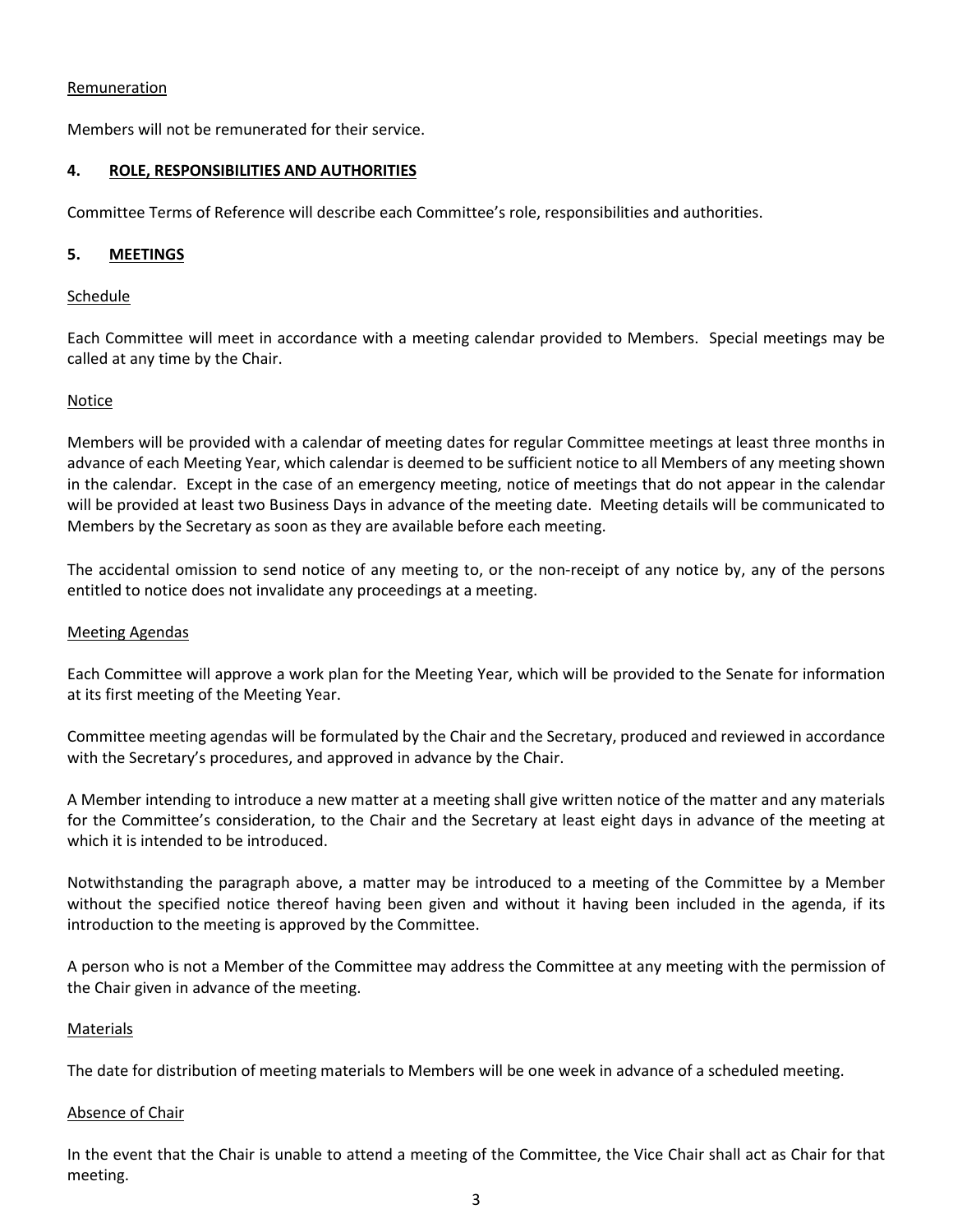Remuneration

Members will not be remunerated for their service.

## 4. ROLE, RESPONSIBILITIES AND AUTHORITIES

Committee Terms of Reference will describe each Committee's role, responsibilities and authorities.

## 5. MEETINGS

Schedule

Each Committee will meet in accordance with a meeting calendar provided to Members. Special meetings may be called at any time by the Chair.

Notice

Members will be provided with a calendar of meeting dates for regular Committee meetings at least three months in advance of each Meeting Year, which calendar is deemed to be sufficient notice to all Members of any meeting shown in the calendar. Except in the case of an emergency meeting, notice of meetings that do not appear in the calendar will be provided at least two Business Days in advance of the meeting date. Meeting details will be communicated to Members by the Secretary as soon as they are available before each meeting.

The accidental omission to send notice of any meeting to, or the non-receipt of any notice by, any of the persons entitled to notice does not invalidate any proceedings at a meeting.

Meeting Agendas

Each Committee will approve a work plan for the Meeting Year, which will be provided to the Senate for information at its first meeting of the Meeting Year.

Committee meeting agendas will be formulated by the Chair and the Secretary, produced and reviewed in accordance with the Secretary's procedures, and approved in advance by the Chair.

A Member intending to introduce a new matter at a meeting shall give written notice of the matter and any materials for the Committee's consideration, to the Chair and the Secretary at least eight days in advance of the meeting at which it is intended to be introduced.

Notwithstanding the paragraph above, a matter may be introduced to a meeting of the Committee by a Member without the specified notice thereof having been given and without it having been included in the agenda, if its introduction to the meeting is approved by the Committee.

A person who is not a Member of the Committee may address the Committee at any meeting with the permission of the Chair given in advance of the meeting.

Materials

The date for distribution of meeting materials to Members will be one week in advance of a scheduled meeting.

Absence of Chair

In the event that the Chair is unable to attend a meeting of the Committee, the Vice Chair shall act as Chair for that meeting.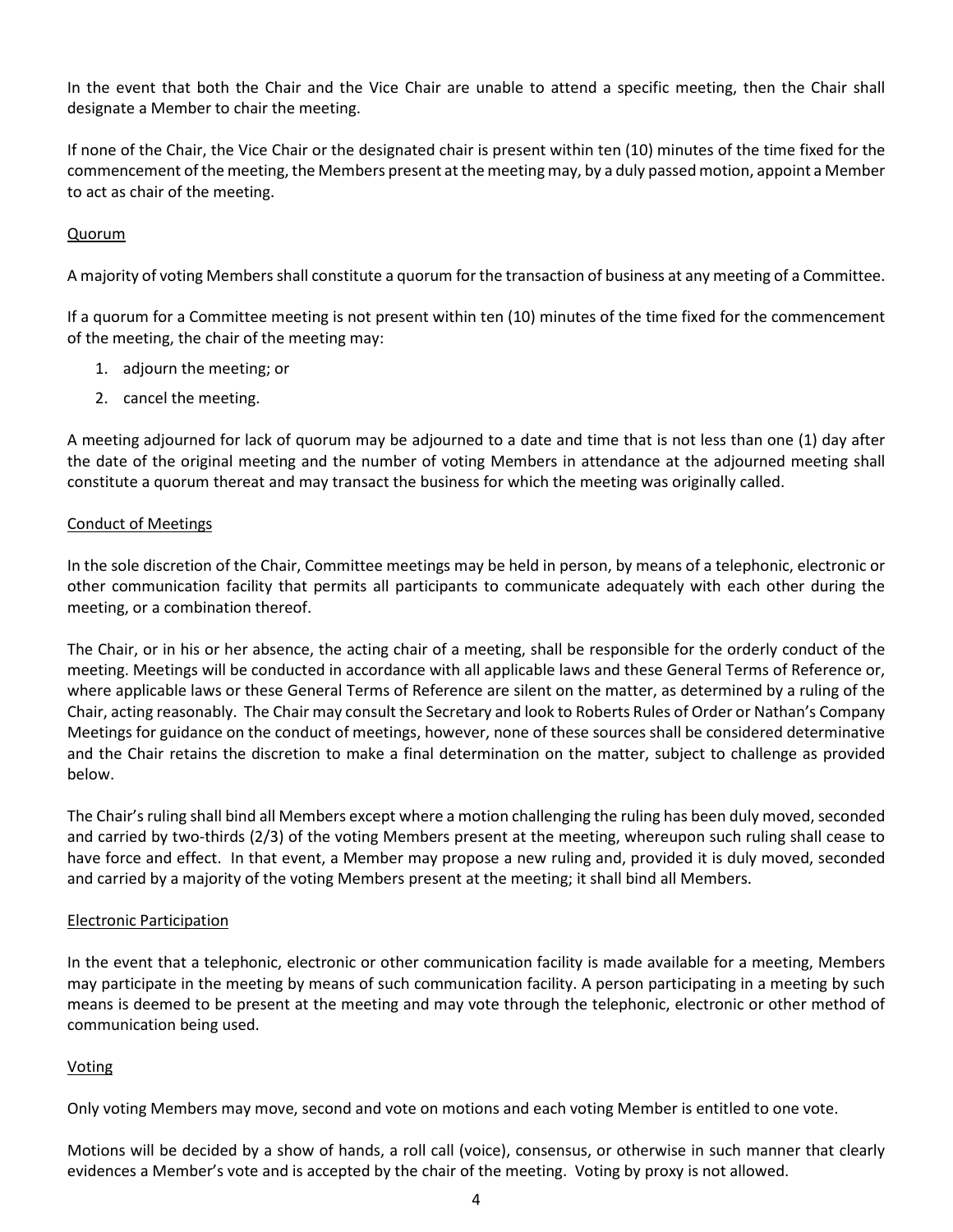In the event that both the Chair and the Vice Chair are unable to attend a specific meeting, then the Chair shall designate a Member to chair the meeting.

If none of the Chair, the Vice Chair or the designated chair is present within ten (10) minutes of the time fixed for the commencement of the meeting, the Members present at the meeting may, by a duly passed motion, appoint a Member to act as chair of the meeting.

<u>Quorum</u>

A majority of voting Members shall constitute a quorum for the transaction of business at any meeting of a Committee.

If a quorum for a Committee meeting is not present within ten (10) minutes of the time fixed for the commencement of the meeting, the chair of the meeting may:

1. adjourn the meeting; or
2. cancel the meeting.

A meeting adjourned for lack of quorum may be adjourned to a date and time that is not less than one (1) day after the date of the original meeting and the number of voting Members in attendance at the adjourned meeting shall constitute a quorum thereat and may transact the business for which the meeting was originally called.

<u>Conduct of Meetings</u>

In the sole discretion of the Chair, Committee meetings may be held in person, by means of a telephonic, electronic or other communication facility that permits all participants to communicate adequately with each other during the meeting, or a combination thereof.

The Chair, or in his or her absence, the acting chair of a meeting, shall be responsible for the orderly conduct of the meeting. Meetings will be conducted in accordance with all applicable laws and these General Terms of Reference or, where applicable laws or these General Terms of Reference are silent on the matter, as determined by a ruling of the Chair, acting reasonably. The Chair may consult the Secretary and look to Roberts Rules of Order or Nathan's Company Meetings for guidance on the conduct of meetings, however, none of these sources shall be considered determinative and the Chair retains the discretion to make a final determination on the matter, subject to challenge as provided below.

The Chair's ruling shall bind all Members except where a motion challenging the ruling has been duly moved, seconded and carried by two-thirds (2/3) of the voting Members present at the meeting, whereupon such ruling shall cease to have force and effect. In that event, a Member may propose a new ruling and, provided it is duly moved, seconded and carried by a majority of the voting Members present at the meeting; it shall bind all Members.

<u>Electronic Participation</u>

In the event that a telephonic, electronic or other communication facility is made available for a meeting, Members may participate in the meeting by means of such communication facility. A person participating in a meeting by such means is deemed to be present at the meeting and may vote through the telephonic, electronic or other method of communication being used.

<u>Voting</u>

Only voting Members may move, second and vote on motions and each voting Member is entitled to one vote.

Motions will be decided by a show of hands, a roll call (voice), consensus, or otherwise in such manner that clearly evidences a Member's vote and is accepted by the chair of the meeting. Voting by proxy is not allowed.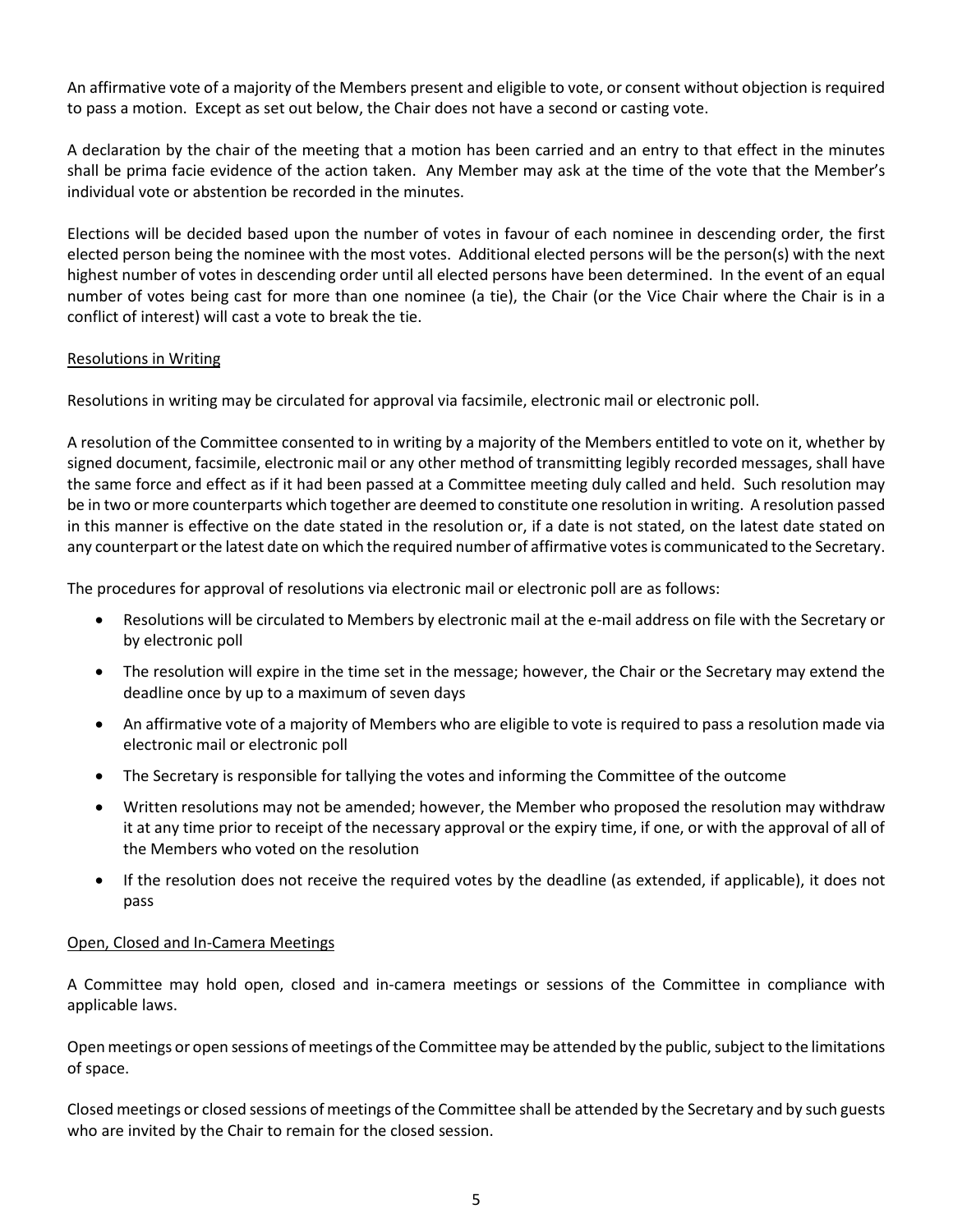An affirmative vote of a majority of the Members present and eligible to vote, or consent without objection is required to pass a motion. Except as set out below, the Chair does not have a second or casting vote.

A declaration by the chair of the meeting that a motion has been carried and an entry to that effect in the minutes shall be prima facie evidence of the action taken. Any Member may ask at the time of the vote that the Member's individual vote or abstention be recorded in the minutes.

Elections will be decided based upon the number of votes in favour of each nominee in descending order, the first elected person being the nominee with the most votes. Additional elected persons will be the person(s) with the next highest number of votes in descending order until all elected persons have been determined. In the event of an equal number of votes being cast for more than one nominee (a tie), the Chair (or the Vice Chair where the Chair is in a conflict of interest) will cast a vote to break the tie.

## Resolutions in Writing

Resolutions in writing may be circulated for approval via facsimile, electronic mail or electronic poll.

A resolution of the Committee consented to in writing by a majority of the Members entitled to vote on it, whether by signed document, facsimile, electronic mail or any other method of transmitting legibly recorded messages, shall have the same force and effect as if it had been passed at a Committee meeting duly called and held. Such resolution may be in two or more counterparts which together are deemed to constitute one resolution in writing. A resolution passed in this manner is effective on the date stated in the resolution or, if a date is not stated, on the latest date stated on any counterpart or the latest date on which the required number of affirmative votes is communicated to the Secretary.

The procedures for approval of resolutions via electronic mail or electronic poll are as follows:

- Resolutions will be circulated to Members by electronic mail at the e-mail address on file with the Secretary or by electronic poll
- The resolution will expire in the time set in the message; however, the Chair or the Secretary may extend the deadline once by up to a maximum of seven days
- An affirmative vote of a majority of Members who are eligible to vote is required to pass a resolution made via electronic mail or electronic poll
- The Secretary is responsible for tallying the votes and informing the Committee of the outcome
- Written resolutions may not be amended; however, the Member who proposed the resolution may withdraw it at any time prior to receipt of the necessary approval or the expiry time, if one, or with the approval of all of the Members who voted on the resolution
- If the resolution does not receive the required votes by the deadline (as extended, if applicable), it does not pass

## Open, Closed and In-Camera Meetings

A Committee may hold open, closed and in-camera meetings or sessions of the Committee in compliance with applicable laws.

Open meetings or open sessions of meetings of the Committee may be attended by the public, subject to the limitations of space.

Closed meetings or closed sessions of meetings of the Committee shall be attended by the Secretary and by such guests who are invited by the Chair to remain for the closed session.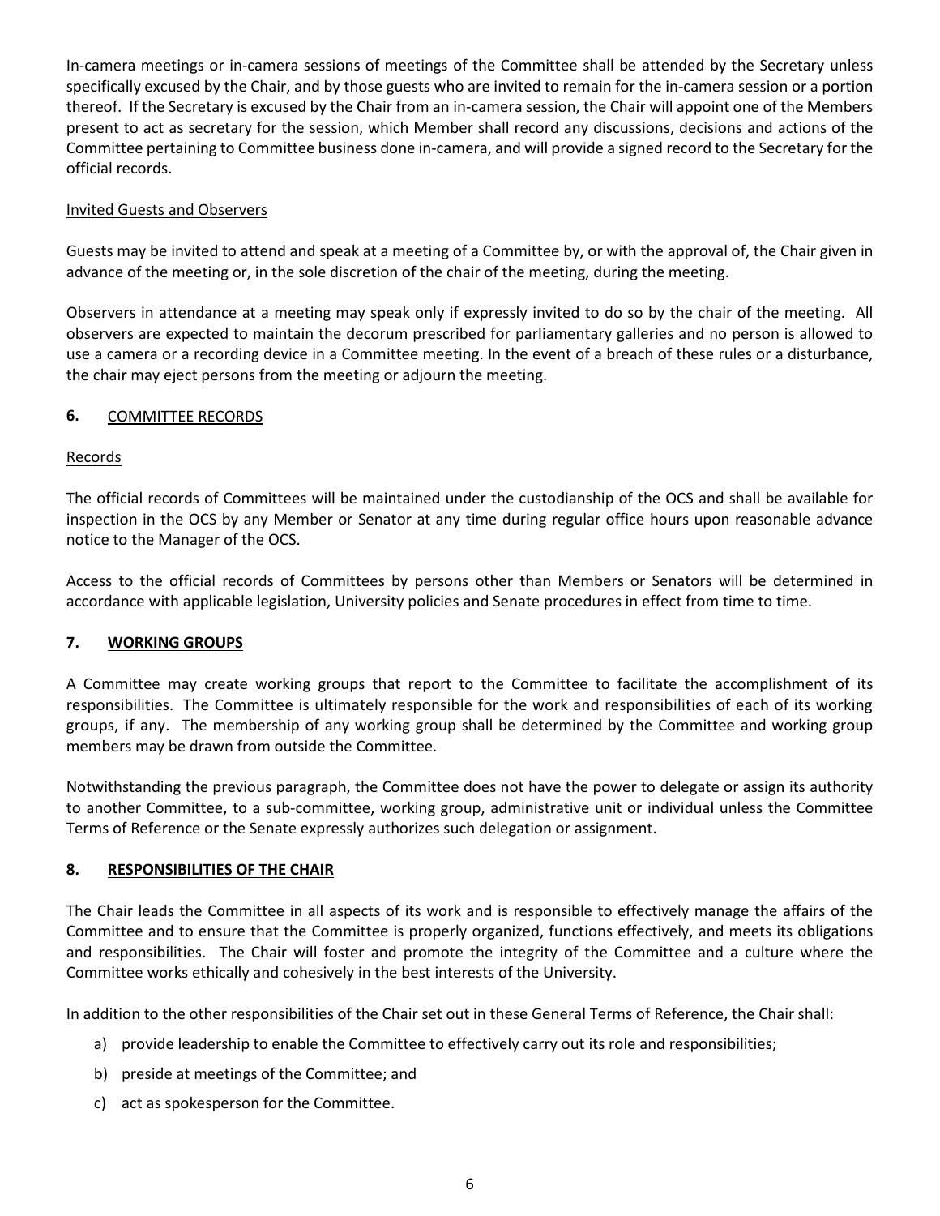In-camera meetings or in-camera sessions of meetings of the Committee shall be attended by the Secretary unless specifically excused by the Chair, and by those guests who are invited to remain for the in-camera session or a portion thereof. If the Secretary is excused by the Chair from an in-camera session, the Chair will appoint one of the Members present to act as secretary for the session, which Member shall record any discussions, decisions and actions of the Committee pertaining to Committee business done in-camera, and will provide a signed record to the Secretary for the official records.

### Invited Guests and Observers

Guests may be invited to attend and speak at a meeting of a Committee by, or with the approval of, the Chair given in advance of the meeting or, in the sole discretion of the chair of the meeting, during the meeting.

Observers in attendance at a meeting may speak only if expressly invited to do so by the chair of the meeting. All observers are expected to maintain the decorum prescribed for parliamentary galleries and no person is allowed to use a camera or a recording device in a Committee meeting. In the event of a breach of these rules or a disturbance, the chair may eject persons from the meeting or adjourn the meeting.

## 6. COMMITTEE RECORDS

### Records

The official records of Committees will be maintained under the custodianship of the OCS and shall be available for inspection in the OCS by any Member or Senator at any time during regular office hours upon reasonable advance notice to the Manager of the OCS.

Access to the official records of Committees by persons other than Members or Senators will be determined in accordance with applicable legislation, University policies and Senate procedures in effect from time to time.

## 7. WORKING GROUPS

A Committee may create working groups that report to the Committee to facilitate the accomplishment of its responsibilities. The Committee is ultimately responsible for the work and responsibilities of each of its working groups, if any. The membership of any working group shall be determined by the Committee and working group members may be drawn from outside the Committee.

Notwithstanding the previous paragraph, the Committee does not have the power to delegate or assign its authority to another Committee, to a sub-committee, working group, administrative unit or individual unless the Committee Terms of Reference or the Senate expressly authorizes such delegation or assignment.

## 8. RESPONSIBILITIES OF THE CHAIR

The Chair leads the Committee in all aspects of its work and is responsible to effectively manage the affairs of the Committee and to ensure that the Committee is properly organized, functions effectively, and meets its obligations and responsibilities. The Chair will foster and promote the integrity of the Committee and a culture where the Committee works ethically and cohesively in the best interests of the University.

In addition to the other responsibilities of the Chair set out in these General Terms of Reference, the Chair shall:

a) provide leadership to enable the Committee to effectively carry out its role and responsibilities;

b) preside at meetings of the Committee; and

c) act as spokesperson for the Committee.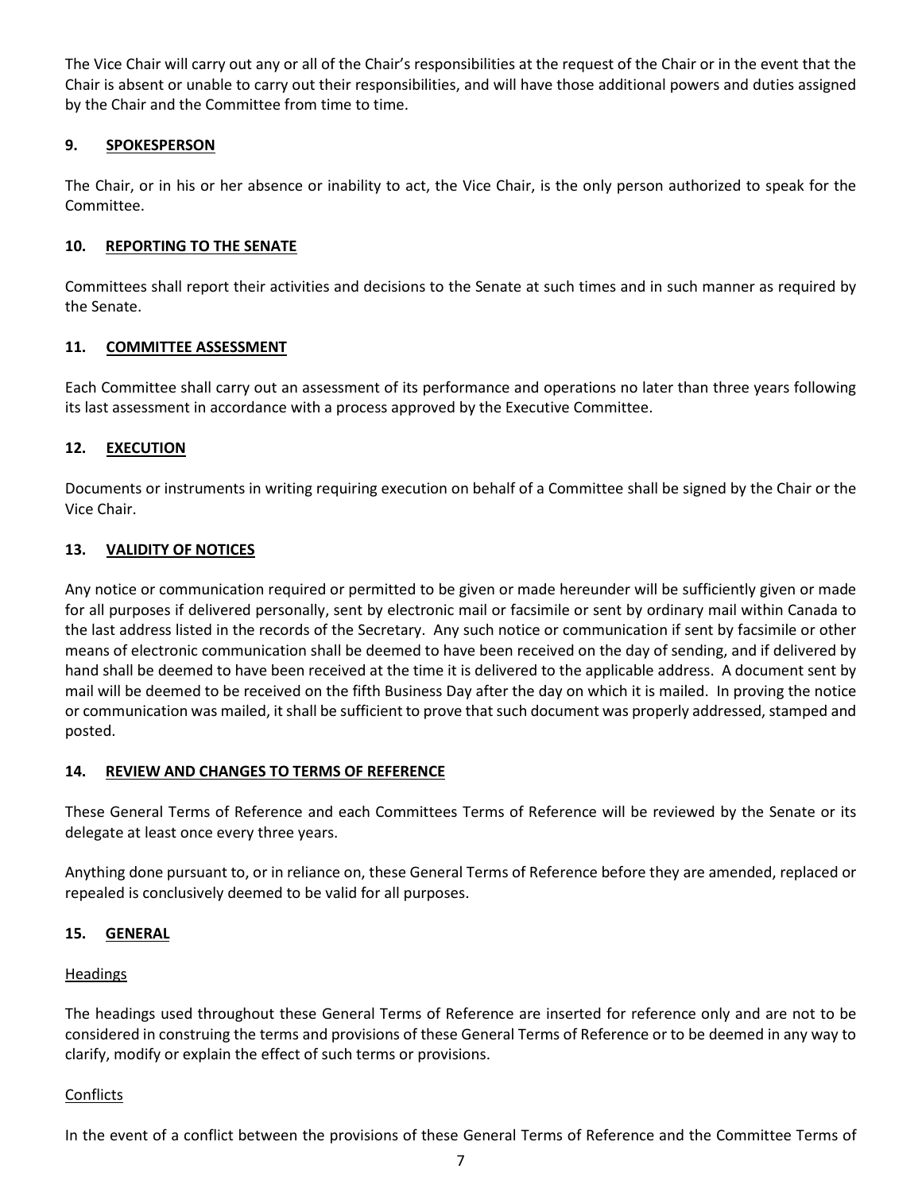The Vice Chair will carry out any or all of the Chair's responsibilities at the request of the Chair or in the event that the Chair is absent or unable to carry out their responsibilities, and will have those additional powers and duties assigned by the Chair and the Committee from time to time.

## 9. SPOKESPERSON

The Chair, or in his or her absence or inability to act, the Vice Chair, is the only person authorized to speak for the Committee.

## 10. REPORTING TO THE SENATE

Committees shall report their activities and decisions to the Senate at such times and in such manner as required by the Senate.

## 11. COMMITTEE ASSESSMENT

Each Committee shall carry out an assessment of its performance and operations no later than three years following its last assessment in accordance with a process approved by the Executive Committee.

## 12. EXECUTION

Documents or instruments in writing requiring execution on behalf of a Committee shall be signed by the Chair or the Vice Chair.

## 13. VALIDITY OF NOTICES

Any notice or communication required or permitted to be given or made hereunder will be sufficiently given or made for all purposes if delivered personally, sent by electronic mail or facsimile or sent by ordinary mail within Canada to the last address listed in the records of the Secretary. Any such notice or communication if sent by facsimile or other means of electronic communication shall be deemed to have been received on the day of sending, and if delivered by hand shall be deemed to have been received at the time it is delivered to the applicable address. A document sent by mail will be deemed to be received on the fifth Business Day after the day on which it is mailed. In proving the notice or communication was mailed, it shall be sufficient to prove that such document was properly addressed, stamped and posted.

## 14. REVIEW AND CHANGES TO TERMS OF REFERENCE

These General Terms of Reference and each Committees Terms of Reference will be reviewed by the Senate or its delegate at least once every three years.

Anything done pursuant to, or in reliance on, these General Terms of Reference before they are amended, replaced or repealed is conclusively deemed to be valid for all purposes.

## 15. GENERAL

### Headings

The headings used throughout these General Terms of Reference are inserted for reference only and are not to be considered in construing the terms and provisions of these General Terms of Reference or to be deemed in any way to clarify, modify or explain the effect of such terms or provisions.

### Conflicts

In the event of a conflict between the provisions of these General Terms of Reference and the Committee Terms of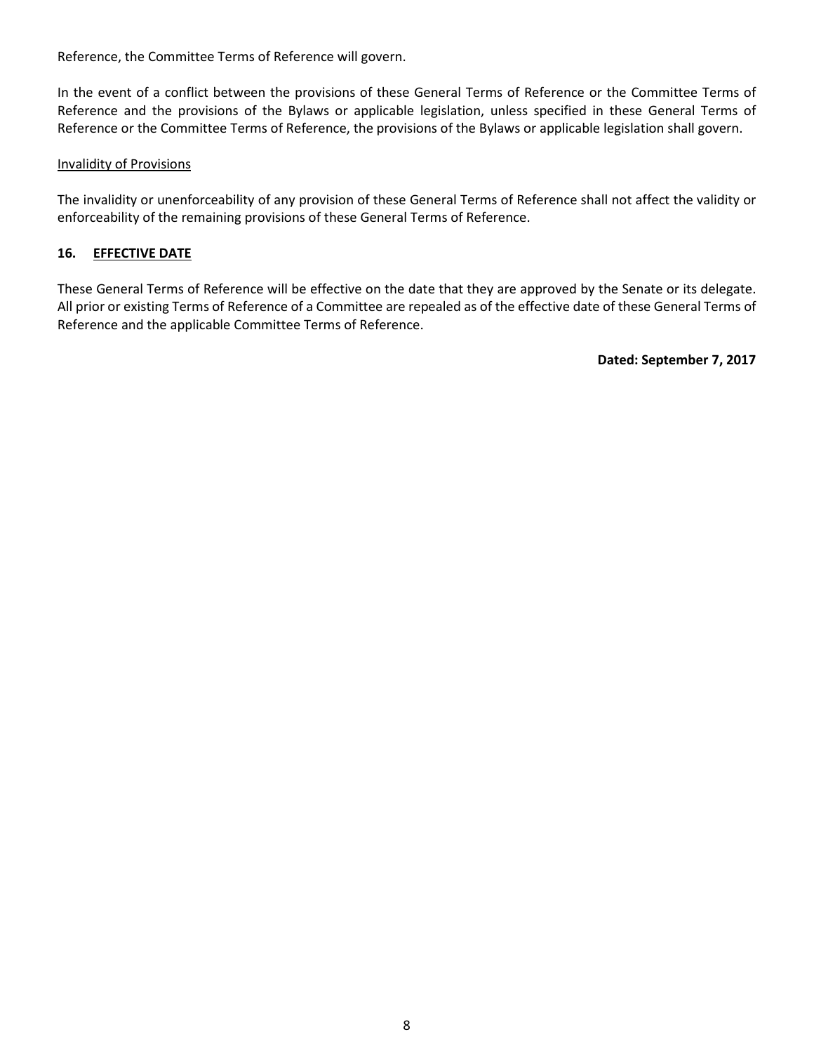Reference, the Committee Terms of Reference will govern.

In the event of a conflict between the provisions of these General Terms of Reference or the Committee Terms of Reference and the provisions of the Bylaws or applicable legislation, unless specified in these General Terms of Reference or the Committee Terms of Reference, the provisions of the Bylaws or applicable legislation shall govern.

Invalidity of Provisions

The invalidity or unenforceability of any provision of these General Terms of Reference shall not affect the validity or enforceability of the remaining provisions of these General Terms of Reference.

## 16. EFFECTIVE DATE

These General Terms of Reference will be effective on the date that they are approved by the Senate or its delegate. All prior or existing Terms of Reference of a Committee are repealed as of the effective date of these General Terms of Reference and the applicable Committee Terms of Reference.

**Dated: September 7, 2017**